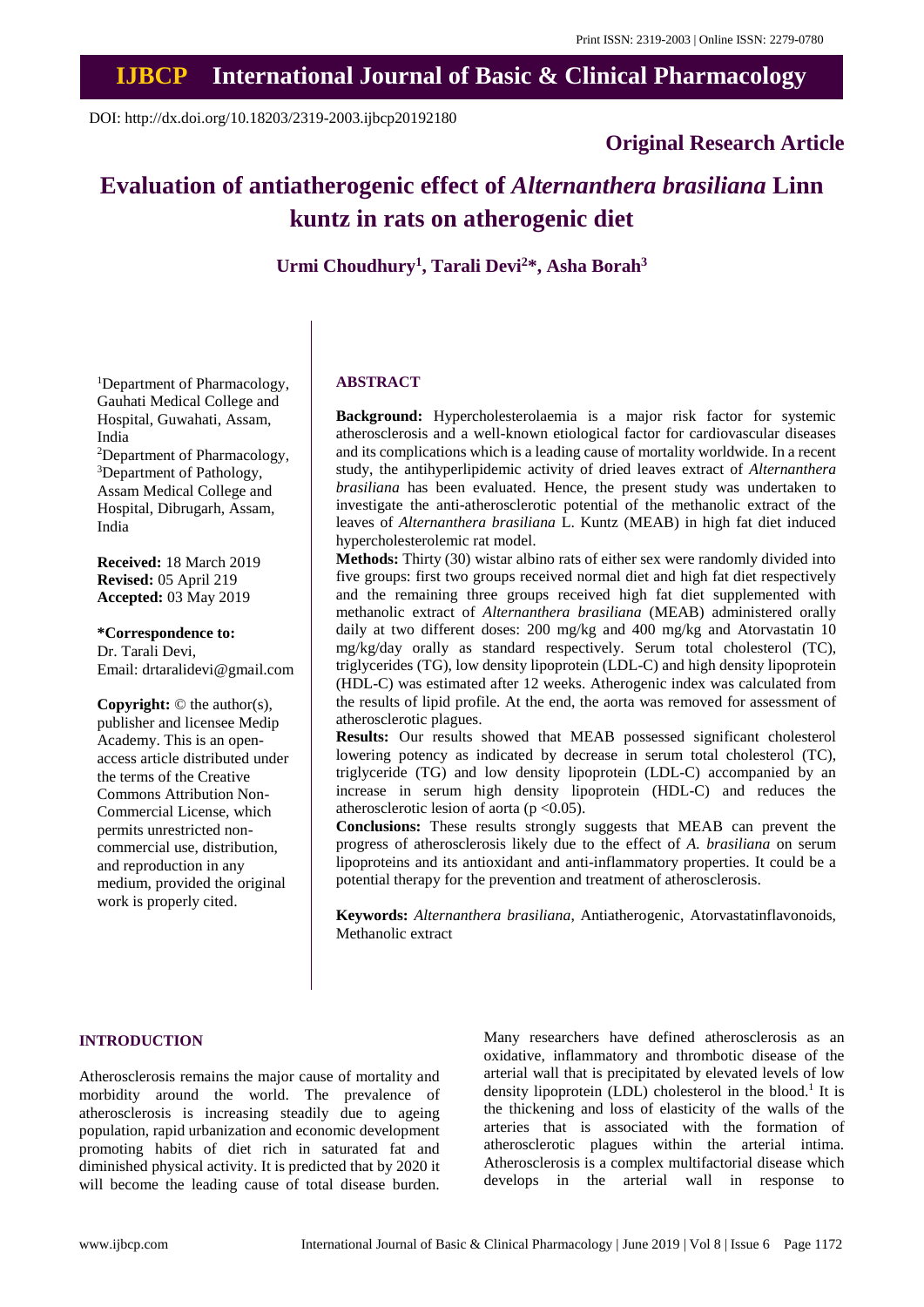Print ISSN: 2319-2003 | Online ISSN: 2279-0780

# IJBCP International Journal of Basic & Clinical Pharmacology

DOI: http://dx.doi.org/10.18203/2319-2003.ijbcp20192180

**Original Research Article**

# Evaluation of antiatherogenic effect of *Alternanthera brasiliana* Linn kuntz in rats on atherogenic diet

**Urmi Choudhury[1], Tarali Devi[2]\*, Asha Borah[3]**

[1]Department of Pharmacology, Gauhati Medical College and Hospital, Guwahati, Assam, India
[2]Department of Pharmacology, [3]Department of Pathology, Assam Medical College and Hospital, Dibrugarh, Assam, India

**Received:** 18 March 2019
**Revised:** 05 April 219
**Accepted:** 03 May 2019

**\*Correspondence to:**
Dr. Tarali Devi,
Email: drtaralidevi@gmail.com

**Copyright:** © the author(s), publisher and licensee Medip Academy. This is an open-access article distributed under the terms of the Creative Commons Attribution Non-Commercial License, which permits unrestricted non-commercial use, distribution, and reproduction in any medium, provided the original work is properly cited.

## ABSTRACT

**Background:** Hypercholesterolaemia is a major risk factor for systemic atherosclerosis and a well-known etiological factor for cardiovascular diseases and its complications which is a leading cause of mortality worldwide. In a recent study, the antihyperlipidemic activity of dried leaves extract of *Alternanthera brasiliana* has been evaluated. Hence, the present study was undertaken to investigate the anti-atherosclerotic potential of the methanolic extract of the leaves of *Alternanthera brasiliana* L. Kuntz (MEAB) in high fat diet induced hypercholesterolemic rat model.

**Methods:** Thirty (30) wistar albino rats of either sex were randomly divided into five groups: first two groups received normal diet and high fat diet respectively and the remaining three groups received high fat diet supplemented with methanolic extract of *Alternanthera brasiliana* (MEAB) administered orally daily at two different doses: 200 mg/kg and 400 mg/kg and Atorvastatin 10 mg/kg/day orally as standard respectively. Serum total cholesterol (TC), triglycerides (TG), low density lipoprotein (LDL-C) and high density lipoprotein (HDL-C) was estimated after 12 weeks. Atherogenic index was calculated from the results of lipid profile. At the end, the aorta was removed for assessment of atherosclerotic plagues.

**Results:** Our results showed that MEAB possessed significant cholesterol lowering potency as indicated by decrease in serum total cholesterol (TC), triglyceride (TG) and low density lipoprotein (LDL-C) accompanied by an increase in serum high density lipoprotein (HDL-C) and reduces the atherosclerotic lesion of aorta ($p < 0.05$).

**Conclusions:** These results strongly suggests that MEAB can prevent the progress of atherosclerosis likely due to the effect of *A. brasiliana* on serum lipoproteins and its antioxidant and anti-inflammatory properties. It could be a potential therapy for the prevention and treatment of atherosclerosis.

**Keywords:** *Alternanthera brasiliana*, Antiatherogenic, Atorvastatinflavonoids, Methanolic extract

## INTRODUCTION

Atherosclerosis remains the major cause of mortality and morbidity around the world. The prevalence of atherosclerosis is increasing steadily due to ageing population, rapid urbanization and economic development promoting habits of diet rich in saturated fat and diminished physical activity. It is predicted that by 2020 it will become the leading cause of total disease burden. Many researchers have defined atherosclerosis as an oxidative, inflammatory and thrombotic disease of the arterial wall that is precipitated by elevated levels of low density lipoprotein (LDL) cholesterol in the blood.[1] It is the thickening and loss of elasticity of the walls of the arteries that is associated with the formation of atherosclerotic plagues within the arterial intima. Atherosclerosis is a complex multifactorial disease which develops in the arterial wall in response to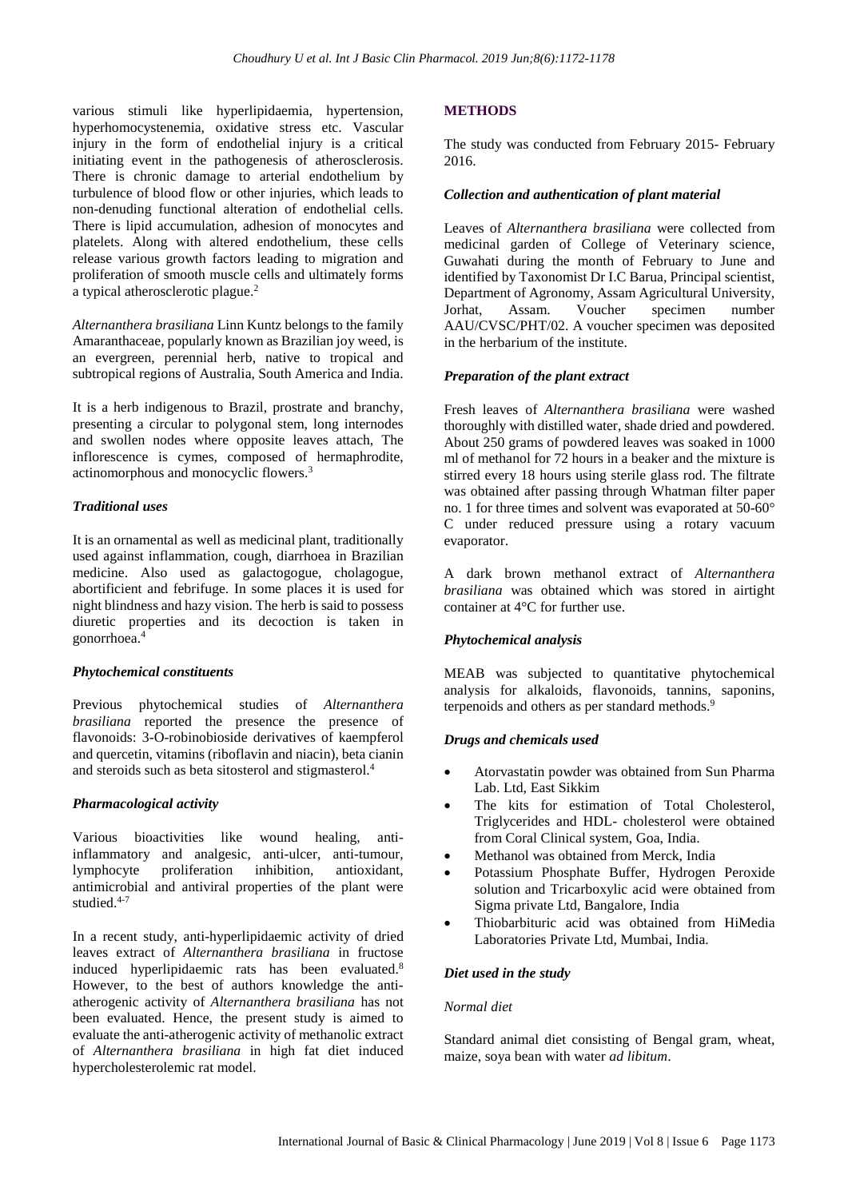various stimuli like hyperlipidaemia, hypertension, hyperhomocystenemia, oxidative stress etc. Vascular injury in the form of endothelial injury is a critical initiating event in the pathogenesis of atherosclerosis. There is chronic damage to arterial endothelium by turbulence of blood flow or other injuries, which leads to non-denuding functional alteration of endothelial cells. There is lipid accumulation, adhesion of monocytes and platelets. Along with altered endothelium, these cells release various growth factors leading to migration and proliferation of smooth muscle cells and ultimately forms a typical atherosclerotic plague.[2]

*Alternanthera brasiliana* Linn Kuntz belongs to the family Amaranthaceae, popularly known as Brazilian joy weed, is an evergreen, perennial herb, native to tropical and subtropical regions of Australia, South America and India.

It is a herb indigenous to Brazil, prostrate and branchy, presenting a circular to polygonal stem, long internodes and swollen nodes where opposite leaves attach, The inflorescence is cymes, composed of hermaphrodite, actinomorphous and monocyclic flowers.[3]

### *Traditional uses*

It is an ornamental as well as medicinal plant, traditionally used against inflammation, cough, diarrhoea in Brazilian medicine. Also used as galactogogue, cholagogue, abortificient and febrifuge. In some places it is used for night blindness and hazy vision. The herb is said to possess diuretic properties and its decoction is taken in gonorrhoea.[4]

### *Phytochemical constituents*

Previous phytochemical studies of *Alternanthera brasiliana* reported the presence the presence of flavonoids: 3-O-robinobioside derivatives of kaempferol and quercetin, vitamins (riboflavin and niacin), beta cianin and steroids such as beta sitosterol and stigmasterol.[4]

### *Pharmacological activity*

Various bioactivities like wound healing, anti-inflammatory and analgesic, anti-ulcer, anti-tumour, lymphocyte proliferation inhibition, antioxidant, antimicrobial and antiviral properties of the plant were studied.[4-7]

In a recent study, anti-hyperlipidaemic activity of dried leaves extract of *Alternanthera brasiliana* in fructose induced hyperlipidaemic rats has been evaluated.[8] However, to the best of authors knowledge the anti-atherogenic activity of *Alternanthera brasiliana* has not been evaluated. Hence, the present study is aimed to evaluate the anti-atherogenic activity of methanolic extract of *Alternanthera brasiliana* in high fat diet induced hypercholesterolemic rat model.

## **METHODS**

The study was conducted from February 2015- February 2016.

### *Collection and authentication of plant material*

Leaves of *Alternanthera brasiliana* were collected from medicinal garden of College of Veterinary science, Guwahati during the month of February to June and identified by Taxonomist Dr I.C Barua, Principal scientist, Department of Agronomy, Assam Agricultural University, Jorhat, Assam. Voucher specimen number AAU/CVSC/PHT/02. A voucher specimen was deposited in the herbarium of the institute.

### *Preparation of the plant extract*

Fresh leaves of *Alternanthera brasiliana* were washed thoroughly with distilled water, shade dried and powdered. About 250 grams of powdered leaves was soaked in 1000 ml of methanol for 72 hours in a beaker and the mixture is stirred every 18 hours using sterile glass rod. The filtrate was obtained after passing through Whatman filter paper no. 1 for three times and solvent was evaporated at 50-60° C under reduced pressure using a rotary vacuum evaporator.

A dark brown methanol extract of *Alternanthera brasiliana* was obtained which was stored in airtight container at 4°C for further use.

### *Phytochemical analysis*

MEAB was subjected to quantitative phytochemical analysis for alkaloids, flavonoids, tannins, saponins, terpenoids and others as per standard methods.[9]

### *Drugs and chemicals used*

- Atorvastatin powder was obtained from Sun Pharma Lab. Ltd, East Sikkim
- The kits for estimation of Total Cholesterol, Triglycerides and HDL- cholesterol were obtained from Coral Clinical system, Goa, India.
- Methanol was obtained from Merck, India
- Potassium Phosphate Buffer, Hydrogen Peroxide solution and Tricarboxylic acid were obtained from Sigma private Ltd, Bangalore, India
- Thiobarbituric acid was obtained from HiMedia Laboratories Private Ltd, Mumbai, India.

### *Diet used in the study*

#### *Normal diet*

Standard animal diet consisting of Bengal gram, wheat, maize, soya bean with water *ad libitum*.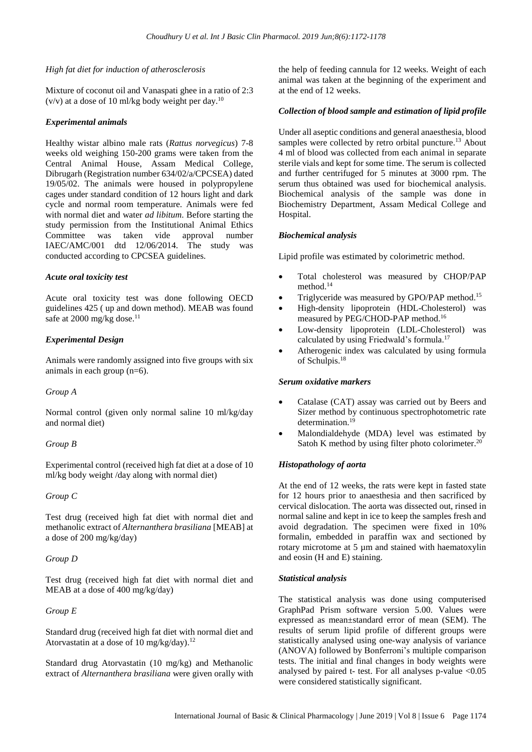*High fat diet for induction of atherosclerosis*

Mixture of coconut oil and Vanaspati ghee in a ratio of 2:3 (v/v) at a dose of 10 ml/kg body weight per day.[10]

### *Experimental animals*

Healthy wistar albino male rats (*Rattus norvegicus*) 7-8 weeks old weighing 150-200 grams were taken from the Central Animal House, Assam Medical College, Dibrugarh (Registration number 634/02/a/CPCSEA) dated 19/05/02. The animals were housed in polypropylene cages under standard condition of 12 hours light and dark cycle and normal room temperature. Animals were fed with normal diet and water *ad libitum*. Before starting the study permission from the Institutional Animal Ethics Committee was taken vide approval number IAEC/AMC/001 dtd 12/06/2014. The study was conducted according to CPCSEA guidelines.

### *Acute oral toxicity test*

Acute oral toxicity test was done following OECD guidelines 425 ( up and down method). MEAB was found safe at 2000 mg/kg dose.[11]

### *Experimental Design*

Animals were randomly assigned into five groups with six animals in each group (n=6).

*Group A*

Normal control (given only normal saline 10 ml/kg/day and normal diet)

*Group B*

Experimental control (received high fat diet at a dose of 10 ml/kg body weight /day along with normal diet)

*Group C*

Test drug (received high fat diet with normal diet and methanolic extract of *Alternanthera brasiliana* [MEAB] at a dose of 200 mg/kg/day)

*Group D*

Test drug (received high fat diet with normal diet and MEAB at a dose of 400 mg/kg/day)

*Group E*

Standard drug (received high fat diet with normal diet and Atorvastatin at a dose of 10 mg/kg/day).[12]

Standard drug Atorvastatin (10 mg/kg) and Methanolic extract of *Alternanthera brasiliana* were given orally with the help of feeding cannula for 12 weeks. Weight of each animal was taken at the beginning of the experiment and at the end of 12 weeks.

### *Collection of blood sample and estimation of lipid profile*

Under all aseptic conditions and general anaesthesia, blood samples were collected by retro orbital puncture.[13] About 4 ml of blood was collected from each animal in separate sterile vials and kept for some time. The serum is collected and further centrifuged for 5 minutes at 3000 rpm. The serum thus obtained was used for biochemical analysis. Biochemical analysis of the sample was done in Biochemistry Department, Assam Medical College and Hospital.

### *Biochemical analysis*

Lipid profile was estimated by colorimetric method.

- Total cholesterol was measured by CHOP/PAP method.[14]
- Triglyceride was measured by GPO/PAP method.[15]
- High-density lipoprotein (HDL-Cholesterol) was measured by PEG/CHOD-PAP method.[16]
- Low-density lipoprotein (LDL-Cholesterol) was calculated by using Friedwald's formula.[17]
- Atherogenic index was calculated by using formula of Schulpis.[18]

### *Serum oxidative markers*

- Catalase (CAT) assay was carried out by Beers and Sizer method by continuous spectrophotometric rate determination.[19]
- Malondialdehyde (MDA) level was estimated by Satoh K method by using filter photo colorimeter.[20]

### *Histopathology of aorta*

At the end of 12 weeks, the rats were kept in fasted state for 12 hours prior to anaesthesia and then sacrificed by cervical dislocation. The aorta was dissected out, rinsed in normal saline and kept in ice to keep the samples fresh and avoid degradation. The specimen were fixed in 10% formalin, embedded in paraffin wax and sectioned by rotary microtome at 5 µm and stained with haematoxylin and eosin (H and E) staining.

### *Statistical analysis*

The statistical analysis was done using computerised GraphPad Prism software version 5.00. Values were expressed as mean±standard error of mean (SEM). The results of serum lipid profile of different groups were statistically analysed using one-way analysis of variance (ANOVA) followed by Bonferroni's multiple comparison tests. The initial and final changes in body weights were analysed by paired t- test. For all analyses p-value $<0.05$ were considered statistically significant.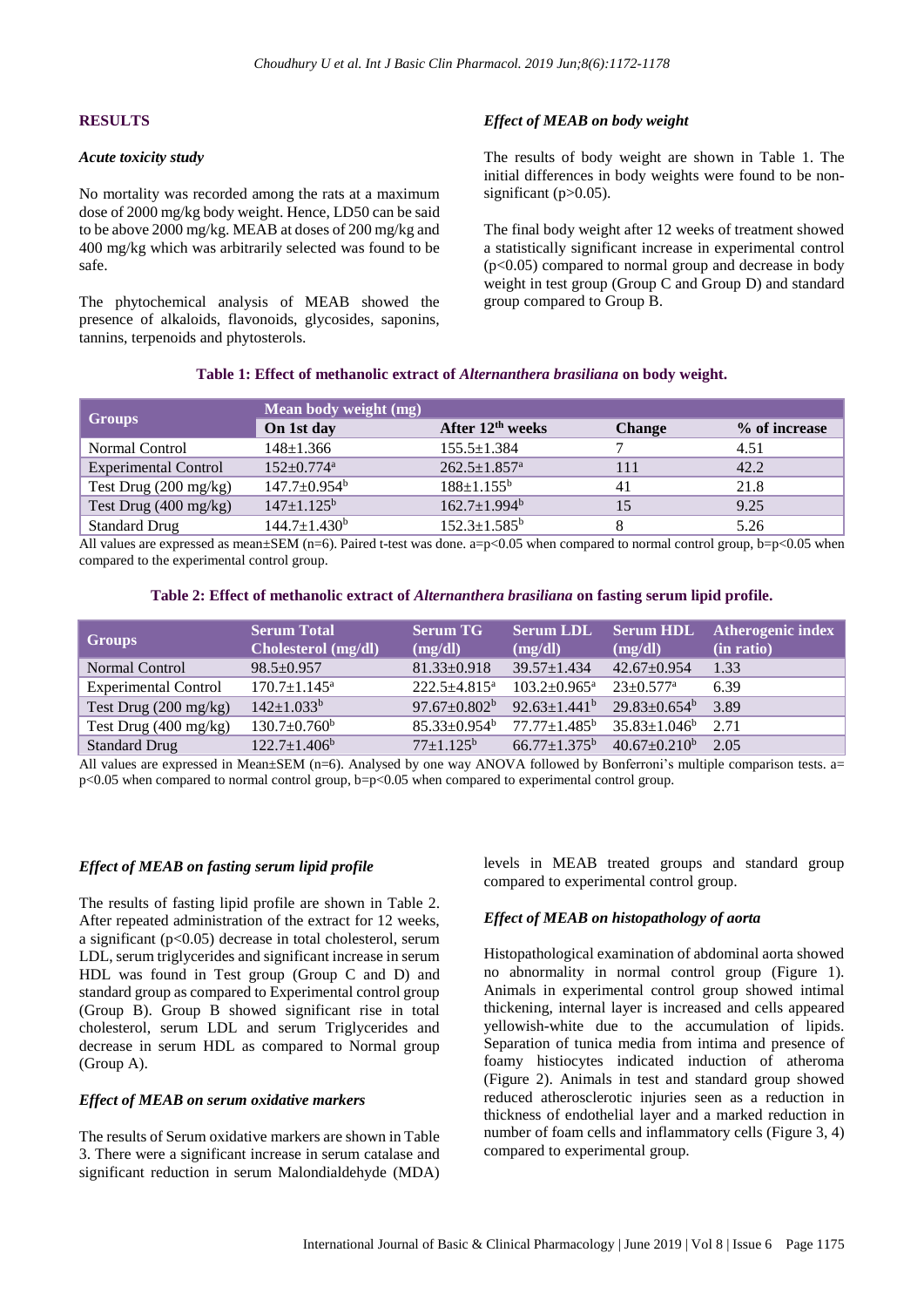## RESULTS

### *Acute toxicity study*

No mortality was recorded among the rats at a maximum dose of 2000 mg/kg body weight. Hence, LD50 can be said to be above 2000 mg/kg. MEAB at doses of 200 mg/kg and 400 mg/kg which was arbitrarily selected was found to be safe.

The phytochemical analysis of MEAB showed the presence of alkaloids, flavonoids, glycosides, saponins, tannins, terpenoids and phytosterols.

### *Effect of MEAB on body weight*

The results of body weight are shown in Table 1. The initial differences in body weights were found to be non-significant ($p>0.05$).

The final body weight after 12 weeks of treatment showed a statistically significant increase in experimental control ($p<0.05$) compared to normal group and decrease in body weight in test group (Group C and Group D) and standard group compared to Group B.

**Table 1: Effect of methanolic extract of *Alternanthera brasiliana* on body weight.**

| Groups | Mean body weight (mg) | | | |
|---|---|---|---|---|
| | On 1st day | After 12th weeks | Change | % of increase |
| Normal Control | 148±1.366 | 155.5±1.384 | 7 | 4.51 |
| Experimental Control | 152±0.774[a] | 262.5±1.857[a] | 111 | 42.2 |
| Test Drug (200 mg/kg) | 147.7±0.954[b] | 188±1.155[b] | 41 | 21.8 |
| Test Drug (400 mg/kg) | 147±1.125[b] | 162.7±1.994[b] | 15 | 9.25 |
| Standard Drug | 144.7±1.430[b] | 152.3±1.585[b] | 8 | 5.26 |

All values are expressed as mean±SEM (n=6). Paired t-test was done. a=p<0.05 when compared to normal control group, b=p<0.05 when compared to the experimental control group.

**Table 2: Effect of methanolic extract of *Alternanthera brasiliana* on fasting serum lipid profile.**

| Groups | Serum Total Cholesterol (mg/dl) | Serum TG (mg/dl) | Serum LDL (mg/dl) | Serum HDL (mg/dl) | Atherogenic index (in ratio) |
|---|---|---|---|---|---|
| Normal Control | 98.5±0.957 | 81.33±0.918 | 39.57±1.434 | 42.67±0.954 | 1.33 |
| Experimental Control | 170.7±1.145[a] | 222.5±4.815[a] | 103.2±0.965[a] | 23±0.577[a] | 6.39 |
| Test Drug (200 mg/kg) | 142±1.033[b] | 97.67±0.802[b] | 92.63±1.441[b] | 29.83±0.654[b] | 3.89 |
| Test Drug (400 mg/kg) | 130.7±0.760[b] | 85.33±0.954[b] | 77.77±1.485[b] | 35.83±1.046[b] | 2.71 |
| Standard Drug | 122.7±1.406[b] | 77±1.125[b] | 66.77±1.375[b] | 40.67±0.210[b] | 2.05 |

All values are expressed in Mean±SEM (n=6). Analysed by one way ANOVA followed by Bonferroni's multiple comparison tests. a= p<0.05 when compared to normal control group, b=p<0.05 when compared to experimental control group.

### *Effect of MEAB on fasting serum lipid profile*

The results of fasting lipid profile are shown in Table 2. After repeated administration of the extract for 12 weeks, a significant ($p<0.05$) decrease in total cholesterol, serum LDL, serum triglycerides and significant increase in serum HDL was found in Test group (Group C and D) and standard group as compared to Experimental control group (Group B). Group B showed significant rise in total cholesterol, serum LDL and serum Triglycerides and decrease in serum HDL as compared to Normal group (Group A).

### *Effect of MEAB on serum oxidative markers*

The results of Serum oxidative markers are shown in Table 3. There were a significant increase in serum catalase and significant reduction in serum Malondialdehyde (MDA) levels in MEAB treated groups and standard group compared to experimental control group.

### *Effect of MEAB on histopathology of aorta*

Histopathological examination of abdominal aorta showed no abnormality in normal control group (Figure 1). Animals in experimental control group showed intimal thickening, internal layer is increased and cells appeared yellowish-white due to the accumulation of lipids. Separation of tunica media from intima and presence of foamy histiocytes indicated induction of atheroma (Figure 2). Animals in test and standard group showed reduced atherosclerotic injuries seen as a reduction in thickness of endothelial layer and a marked reduction in number of foam cells and inflammatory cells (Figure 3, 4) compared to experimental group.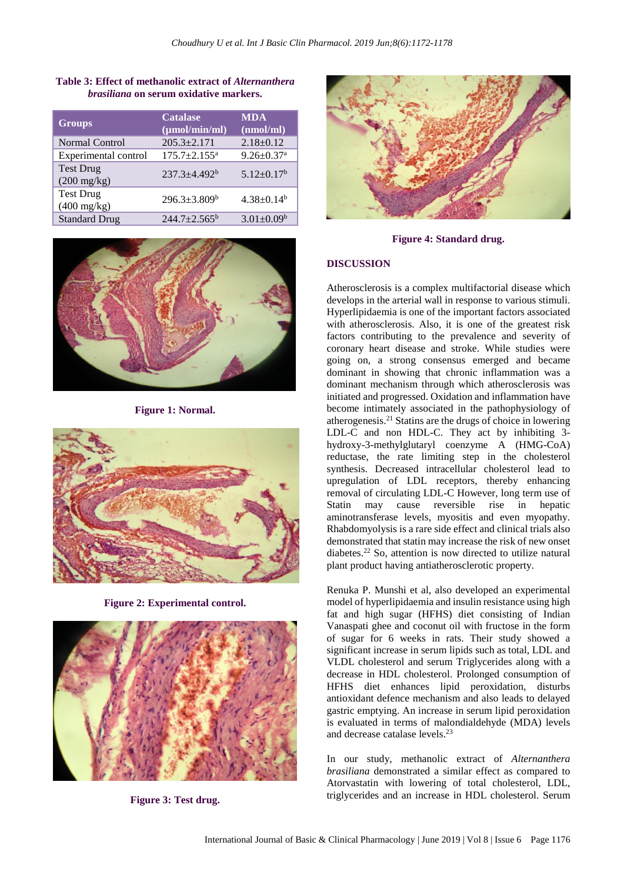**Table 3: Effect of methanolic extract of *Alternanthera brasiliana* on serum oxidative markers.**

| Groups | Catalase (µmol/min/ml) | MDA (nmol/ml) |
|---|---|---|
| Normal Control | 205.3±2.171 | 2.18±0.12 |
| Experimental control | 175.7±2.155[a] | 9.26±0.37[a] |
| Test Drug (200 mg/kg) | 237.3±4.492[b] | 5.12±0.17[b] |
| Test Drug (400 mg/kg) | 296.3±3.809[b] | 4.38±0.14[b] |
| Standard Drug | 244.7±2.565[b] | 3.01±0.09[b] |

**Figure 1: Normal.**

**Figure 2: Experimental control.**

**Figure 3: Test drug.**

**Figure 4: Standard drug.**

## DISCUSSION

Atherosclerosis is a complex multifactorial disease which develops in the arterial wall in response to various stimuli. Hyperlipidaemia is one of the important factors associated with atherosclerosis. Also, it is one of the greatest risk factors contributing to the prevalence and severity of coronary heart disease and stroke. While studies were going on, a strong consensus emerged and became dominant in showing that chronic inflammation was a dominant mechanism through which atherosclerosis was initiated and progressed. Oxidation and inflammation have become intimately associated in the pathophysiology of atherogenesis.[21] Statins are the drugs of choice in lowering LDL-C and non HDL-C. They act by inhibiting 3-hydroxy-3-methylglutaryl coenzyme A (HMG-CoA) reductase, the rate limiting step in the cholesterol synthesis. Decreased intracellular cholesterol lead to upregulation of LDL receptors, thereby enhancing removal of circulating LDL-C However, long term use of Statin may cause reversible rise in hepatic aminotransferase levels, myositis and even myopathy. Rhabdomyolysis is a rare side effect and clinical trials also demonstrated that statin may increase the risk of new onset diabetes.[22] So, attention is now directed to utilize natural plant product having antiatherosclerotic property.

Renuka P. Munshi et al, also developed an experimental model of hyperlipidaemia and insulin resistance using high fat and high sugar (HFHS) diet consisting of Indian Vanaspati ghee and coconut oil with fructose in the form of sugar for 6 weeks in rats. Their study showed a significant increase in serum lipids such as total, LDL and VLDL cholesterol and serum Triglycerides along with a decrease in HDL cholesterol. Prolonged consumption of HFHS diet enhances lipid peroxidation, disturbs antioxidant defence mechanism and also leads to delayed gastric emptying. An increase in serum lipid peroxidation is evaluated in terms of malondialdehyde (MDA) levels and decrease catalase levels.[23]

In our study, methanolic extract of *Alternanthera brasiliana* demonstrated a similar effect as compared to Atorvastatin with lowering of total cholesterol, LDL, triglycerides and an increase in HDL cholesterol. Serum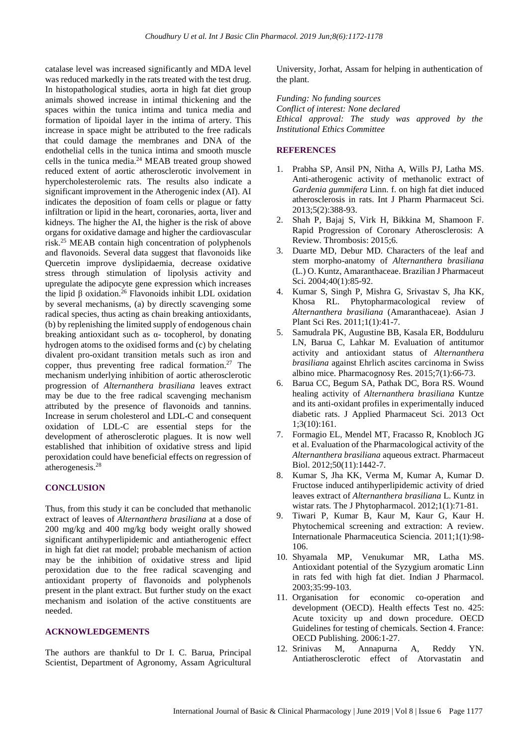catalase level was increased significantly and MDA level was reduced markedly in the rats treated with the test drug. In histopathological studies, aorta in high fat diet group animals showed increase in intimal thickening and the spaces within the tunica intima and tunica media and formation of lipoidal layer in the intima of artery. This increase in space might be attributed to the free radicals that could damage the membranes and DNA of the endothelial cells in the tunica intima and smooth muscle cells in the tunica media.[24] MEAB treated group showed reduced extent of aortic atherosclerotic involvement in hypercholesterolemic rats. The results also indicate a significant improvement in the Atherogenic index (AI). AI indicates the deposition of foam cells or plague or fatty infiltration or lipid in the heart, coronaries, aorta, liver and kidneys. The higher the AI, the higher is the risk of above organs for oxidative damage and higher the cardiovascular risk.[25] MEAB contain high concentration of polyphenols and flavonoids. Several data suggest that flavonoids like Quercetin improve dyslipidaemia, decrease oxidative stress through stimulation of lipolysis activity and upregulate the adipocyte gene expression which increases the lipid β oxidation.[26] Flavonoids inhibit LDL oxidation by several mechanisms, (a) by directly scavenging some radical species, thus acting as chain breaking antioxidants, (b) by replenishing the limited supply of endogenous chain breaking antioxidant such as α- tocopherol, by donating hydrogen atoms to the oxidised forms and (c) by chelating divalent pro-oxidant transition metals such as iron and copper, thus preventing free radical formation.[27] The mechanism underlying inhibition of aortic atherosclerotic progression of *Alternanthera brasiliana* leaves extract may be due to the free radical scavenging mechanism attributed by the presence of flavonoids and tannins. Increase in serum cholesterol and LDL-C and consequent oxidation of LDL-C are essential steps for the development of atherosclerotic plagues. It is now well established that inhibition of oxidative stress and lipid peroxidation could have beneficial effects on regression of atherogenesis.[28]

## CONCLUSION

Thus, from this study it can be concluded that methanolic extract of leaves of *Alternanthera brasiliana* at a dose of 200 mg/kg and 400 mg/kg body weight orally showed significant antihyperlipidemic and antiatherogenic effect in high fat diet rat model; probable mechanism of action may be the inhibition of oxidative stress and lipid peroxidation due to the free radical scavenging and antioxidant property of flavonoids and polyphenols present in the plant extract. But further study on the exact mechanism and isolation of the active constituents are needed.

## ACKNOWLEDGEMENTS

The authors are thankful to Dr I. C. Barua, Principal Scientist, Department of Agronomy, Assam Agricultural University, Jorhat, Assam for helping in authentication of the plant.

*Funding: No funding sources*
*Conflict of interest: None declared*
*Ethical approval: The study was approved by the Institutional Ethics Committee*

## REFERENCES

1. Prabha SP, Ansil PN, Nitha A, Wills PJ, Latha MS. Anti-atherogenic activity of methanolic extract of *Gardenia gummifera* Linn. f. on high fat diet induced atherosclerosis in rats. Int J Pharm Pharmaceut Sci. 2013;5(2):388-93.
2. Shah P, Bajaj S, Virk H, Bikkina M, Shamoon F. Rapid Progression of Coronary Atherosclerosis: A Review. Thrombosis: 2015;6.
3. Duarte MD, Debur MD. Characters of the leaf and stem morpho-anatomy of *Alternanthera brasiliana* (L.) O. Kuntz, Amaranthaceae. Brazilian J Pharmaceut Sci. 2004;40(1):85-92.
4. Kumar S, Singh P, Mishra G, Srivastav S, Jha KK, Khosa RL. Phytopharmacological review of *Alternanthera brasiliana* (Amaranthaceae). Asian J Plant Sci Res. 2011;1(1):41-7.
5. Samudrala PK, Augustine BB, Kasala ER, Bodduluru LN, Barua C, Lahkar M. Evaluation of antitumor activity and antioxidant status of *Alternanthera brasiliana* against Ehrlich ascites carcinoma in Swiss albino mice. Pharmacognosy Res. 2015;7(1):66-73.
6. Barua CC, Begum SA, Pathak DC, Bora RS. Wound healing activity of *Alternanthera brasiliana* Kuntze and its anti-oxidant profiles in experimentally induced diabetic rats. J Applied Pharmaceut Sci. 2013 Oct 1;3(10):161.
7. Formagio EL, Mendel MT, Fracasso R, Knobloch JG et al. Evaluation of the Pharmacological activity of the *Alternanthera brasiliana* aqueous extract. Pharmaceut Biol. 2012;50(11):1442-7.
8. Kumar S, Jha KK, Verma M, Kumar A, Kumar D. Fructose induced antihyperlipidemic activity of dried leaves extract of *Alternanthera brasiliana* L. Kuntz in wistar rats. The J Phytopharmacol. 2012;1(1):71-81.
9. Tiwari P, Kumar B, Kaur M, Kaur G, Kaur H. Phytochemical screening and extraction: A review. Internationale Pharmaceutica Sciencia. 2011;1(1):98-106.
10. Shyamala MP, Venukumar MR, Latha MS. Antioxidant potential of the Syzygium aromatic Linn in rats fed with high fat diet. Indian J Pharmacol. 2003;35:99-103.
11. Organisation for economic co-operation and development (OECD). Health effects Test no. 425: Acute toxicity up and down procedure. OECD Guidelines for testing of chemicals. Section 4. France: OECD Publishing. 2006:1-27.
12. Srinivas M, Annapurna A, Reddy YN. Antiatherosclerotic effect of Atorvastatin and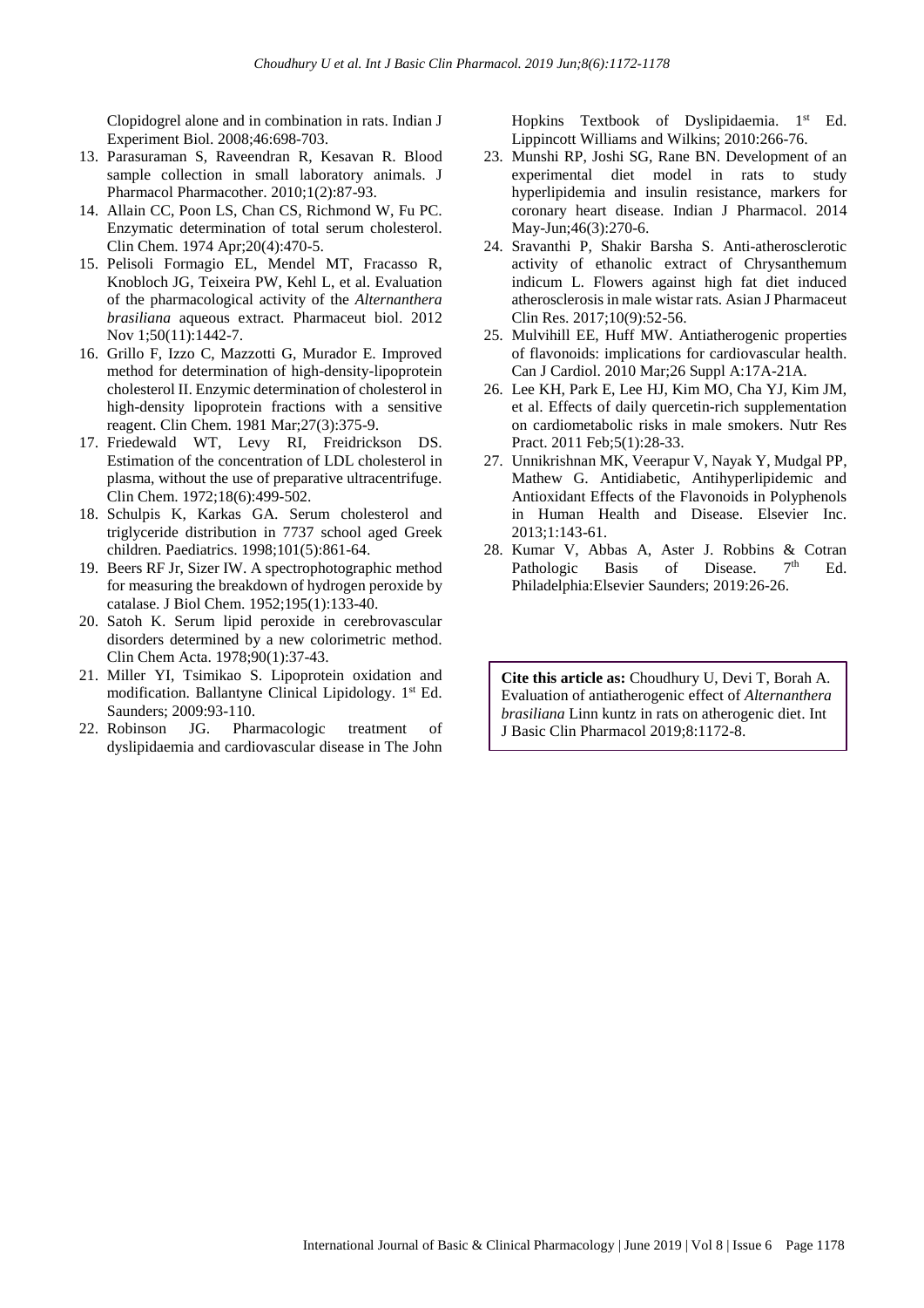Clopidogrel alone and in combination in rats. Indian J Experiment Biol. 2008;46:698-703.

13. Parasuraman S, Raveendran R, Kesavan R. Blood sample collection in small laboratory animals. J Pharmacol Pharmacother. 2010;1(2):87-93.
14. Allain CC, Poon LS, Chan CS, Richmond W, Fu PC. Enzymatic determination of total serum cholesterol. Clin Chem. 1974 Apr;20(4):470-5.
15. Pelisoli Formagio EL, Mendel MT, Fracasso R, Knobloch JG, Teixeira PW, Kehl L, et al. Evaluation of the pharmacological activity of the *Alternanthera brasiliana* aqueous extract. Pharmaceut biol. 2012 Nov 1;50(11):1442-7.
16. Grillo F, Izzo C, Mazzotti G, Murador E. Improved method for determination of high-density-lipoprotein cholesterol II. Enzymic determination of cholesterol in high-density lipoprotein fractions with a sensitive reagent. Clin Chem. 1981 Mar;27(3):375-9.
17. Friedewald WT, Levy RI, Freidrickson DS. Estimation of the concentration of LDL cholesterol in plasma, without the use of preparative ultracentrifuge. Clin Chem. 1972;18(6):499-502.
18. Schulpis K, Karkas GA. Serum cholesterol and triglyceride distribution in 7737 school aged Greek children. Paediatrics. 1998;101(5):861-64.
19. Beers RF Jr, Sizer IW. A spectrophotographic method for measuring the breakdown of hydrogen peroxide by catalase. J Biol Chem. 1952;195(1):133-40.
20. Satoh K. Serum lipid peroxide in cerebrovascular disorders determined by a new colorimetric method. Clin Chem Acta. 1978;90(1):37-43.
21. Miller YI, Tsimikao S. Lipoprotein oxidation and modification. Ballantyne Clinical Lipidology. 1st Ed. Saunders; 2009:93-110.
22. Robinson JG. Pharmacologic treatment of dyslipidaemia and cardiovascular disease in The John Hopkins Textbook of Dyslipidaemia. 1st Ed. Lippincott Williams and Wilkins; 2010:266-76.
23. Munshi RP, Joshi SG, Rane BN. Development of an experimental diet model in rats to study hyperlipidemia and insulin resistance, markers for coronary heart disease. Indian J Pharmacol. 2014 May-Jun;46(3):270-6.
24. Sravanthi P, Shakir Barsha S. Anti-atherosclerotic activity of ethanolic extract of Chrysanthemum indicum L. Flowers against high fat diet induced atherosclerosis in male wistar rats. Asian J Pharmaceut Clin Res. 2017;10(9):52-56.
25. Mulvihill EE, Huff MW. Antiatherogenic properties of flavonoids: implications for cardiovascular health. Can J Cardiol. 2010 Mar;26 Suppl A:17A-21A.
26. Lee KH, Park E, Lee HJ, Kim MO, Cha YJ, Kim JM, et al. Effects of daily quercetin-rich supplementation on cardiometabolic risks in male smokers. Nutr Res Pract. 2011 Feb;5(1):28-33.
27. Unnikrishnan MK, Veerapur V, Nayak Y, Mudgal PP, Mathew G. Antidiabetic, Antihyperlipidemic and Antioxidant Effects of the Flavonoids in Polyphenols in Human Health and Disease. Elsevier Inc. 2013;1:143-61.
28. Kumar V, Abbas A, Aster J. Robbins & Cotran Pathologic Basis of Disease. 7th Ed. Philadelphia:Elsevier Saunders; 2019:26-26.

**Cite this article as:** Choudhury U, Devi T, Borah A. Evaluation of antiatherogenic effect of *Alternanthera brasiliana* Linn kuntz in rats on atherogenic diet. Int J Basic Clin Pharmacol 2019;8:1172-8.